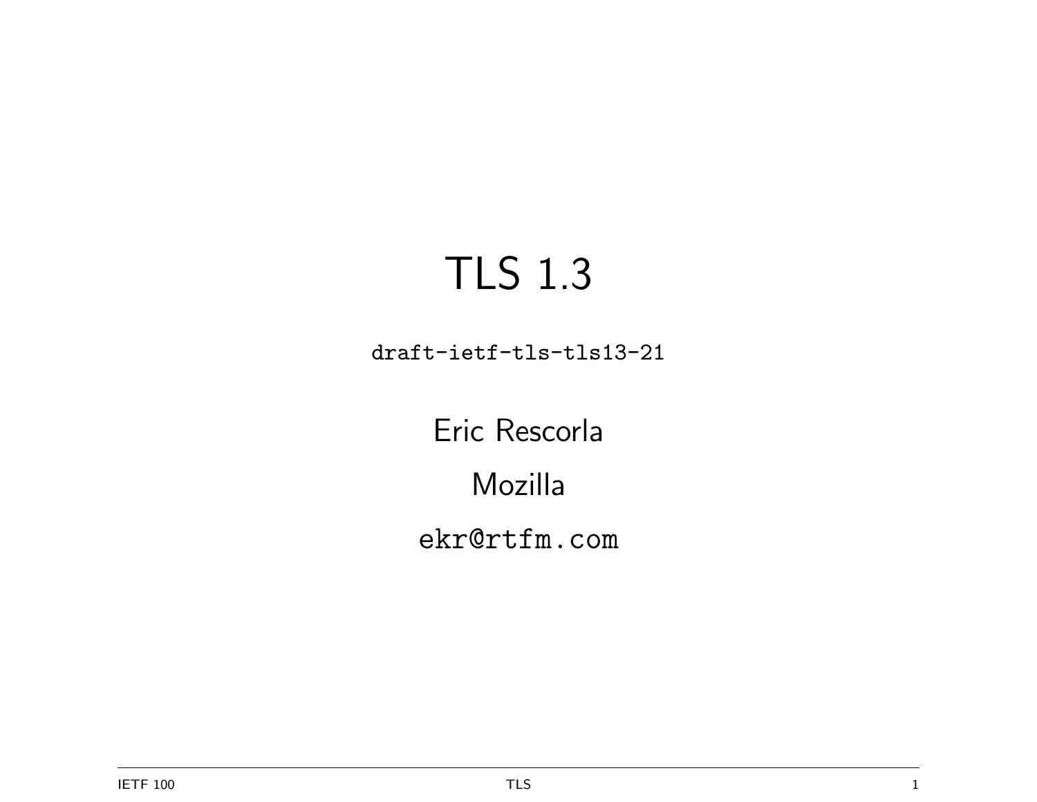# TLS 1.3

`draft-ietf-tls-tls13-21`

Eric Rescorla

Mozilla

`ekr@rtfm.com`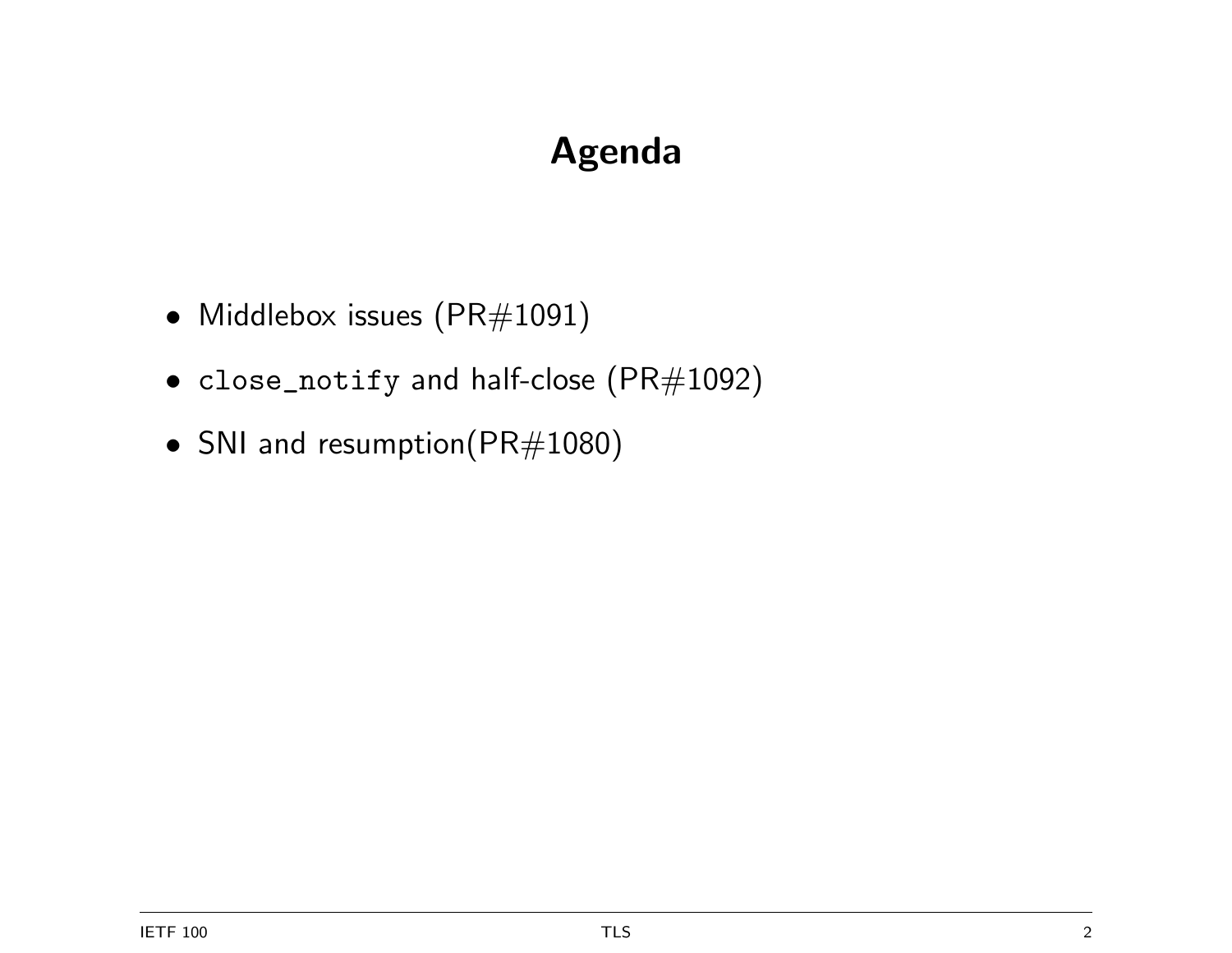# Agenda

- Middlebox issues (PR#1091)
- `close_notify` and half-close (PR#1092)
- SNI and resumption(PR#1080)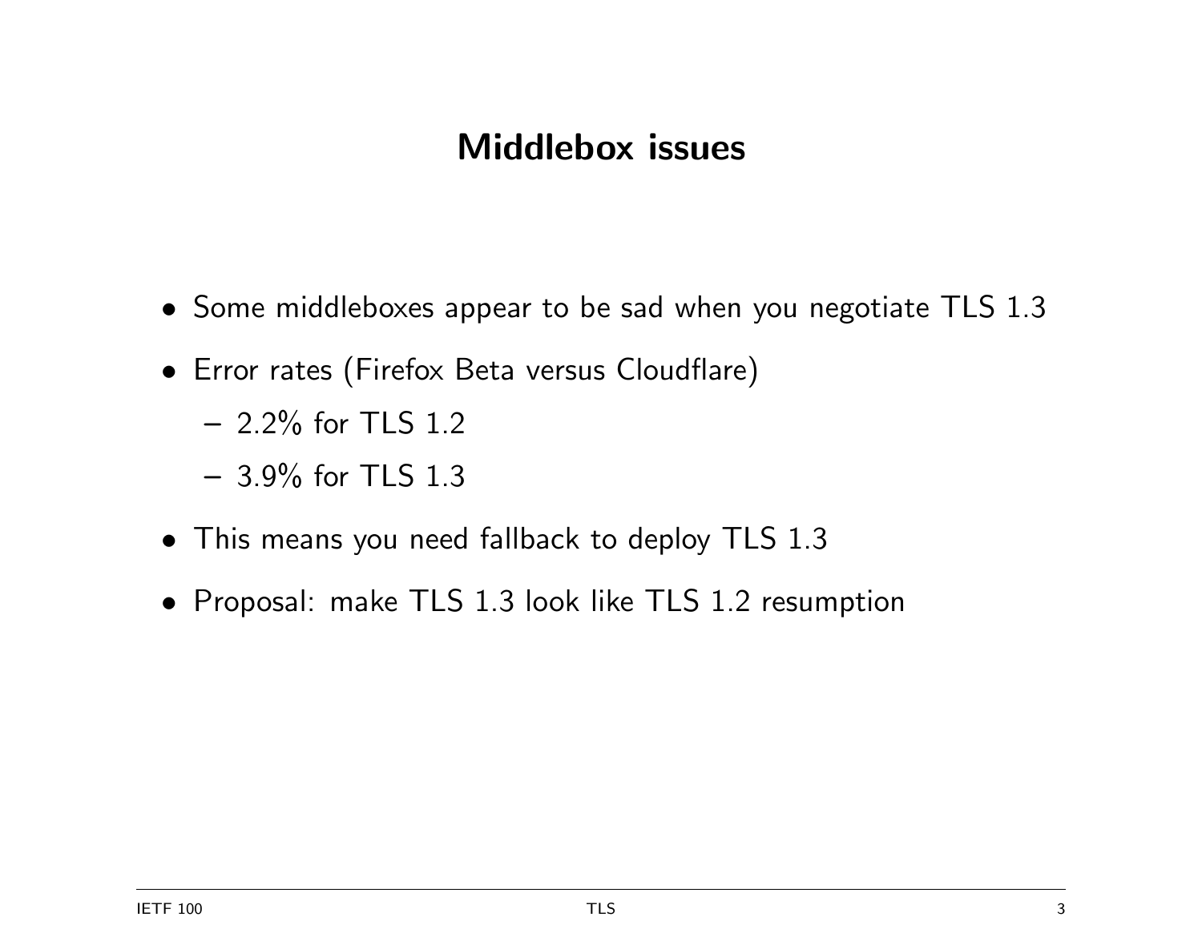# Middlebox issues

- Some middleboxes appear to be sad when you negotiate TLS 1.3
- Error rates (Firefox Beta versus Cloudflare)
  - 2.2% for TLS 1.2
  - 3.9% for TLS 1.3
- This means you need fallback to deploy TLS 1.3
- Proposal: make TLS 1.3 look like TLS 1.2 resumption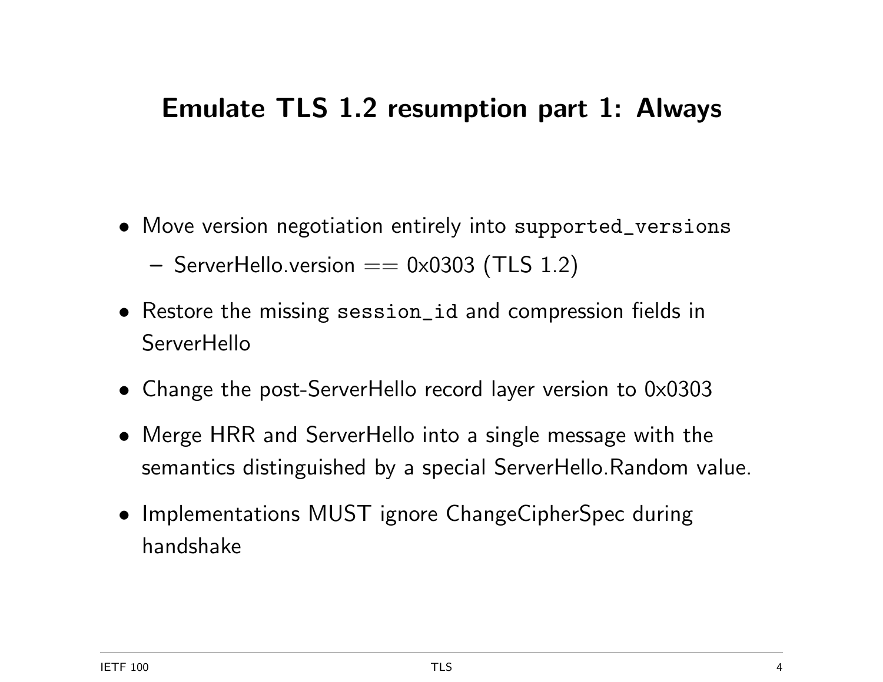# Emulate TLS 1.2 resumption part 1: Always

- Move version negotiation entirely into `supported_versions`
  - ServerHello.version == 0x0303 (TLS 1.2)
- Restore the missing `session_id` and compression fields in ServerHello
- Change the post-ServerHello record layer version to 0x0303
- Merge HRR and ServerHello into a single message with the semantics distinguished by a special ServerHello.Random value.
- Implementations MUST ignore ChangeCipherSpec during handshake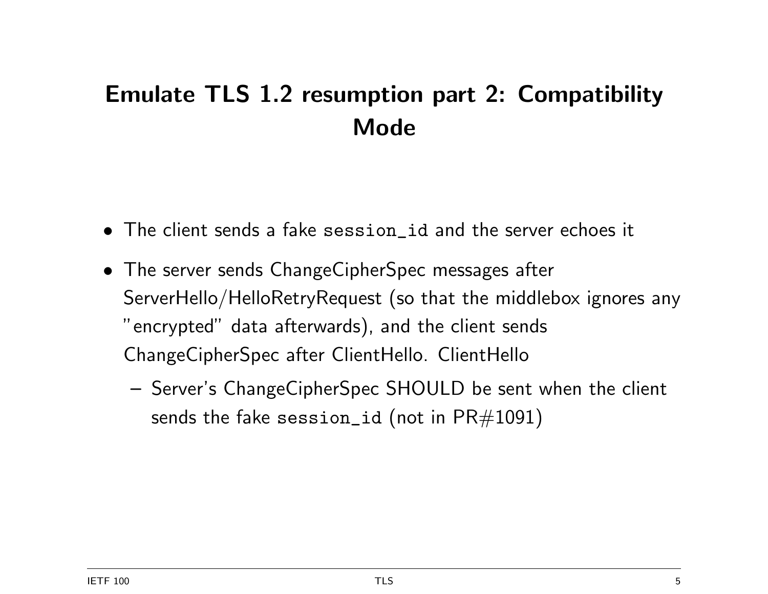# Emulate TLS 1.2 resumption part 2: Compatibility Mode

- The client sends a fake `session_id` and the server echoes it
- The server sends ChangeCipherSpec messages after ServerHello/HelloRetryRequest (so that the middlebox ignores any "encrypted" data afterwards), and the client sends ChangeCipherSpec after ClientHello. ClientHello
  - Server's ChangeCipherSpec SHOULD be sent when the client sends the fake `session_id` (not in PR#1091)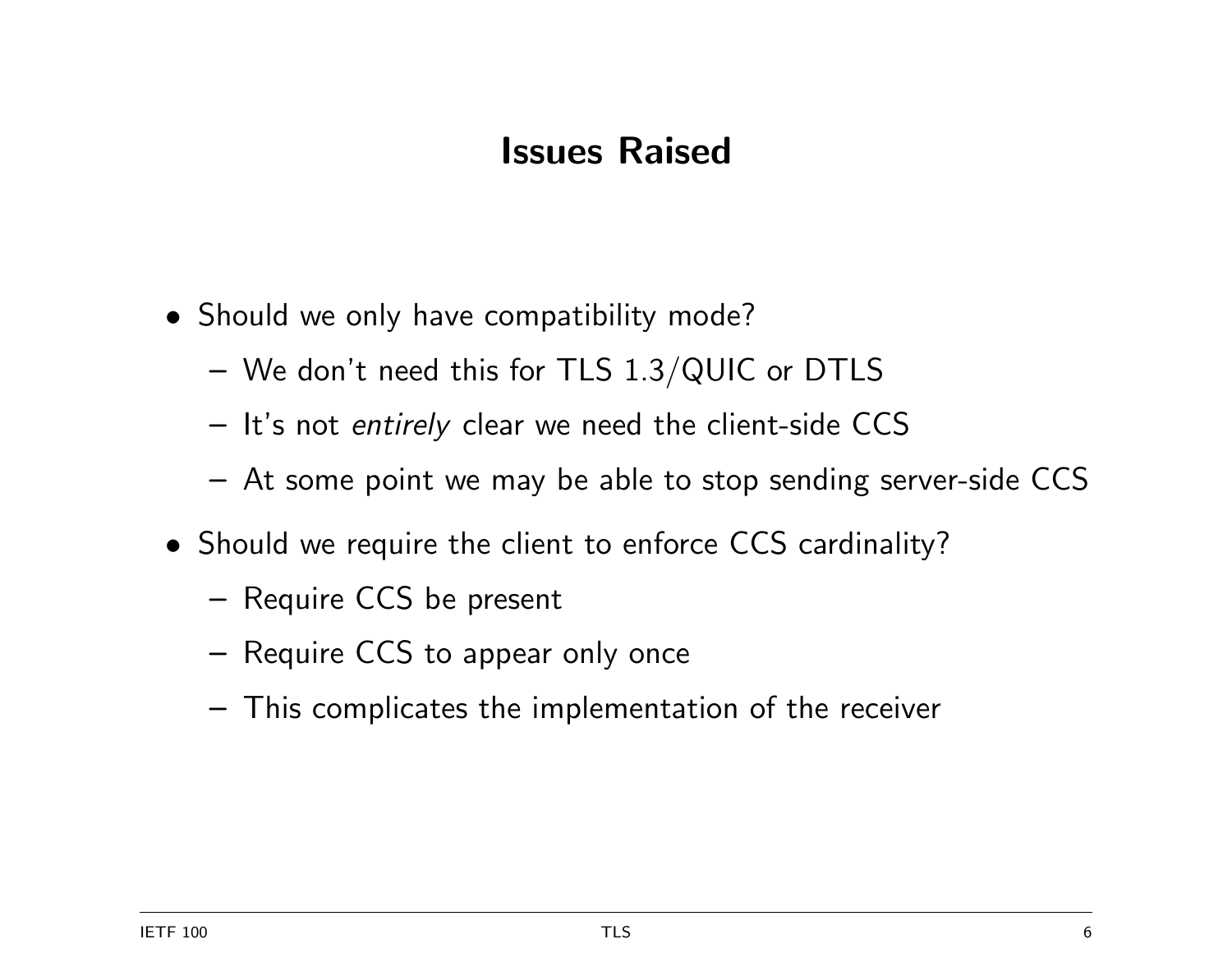# Issues Raised

- Should we only have compatibility mode?
  - We don't need this for TLS 1.3/QUIC or DTLS
  - It's not *entirely* clear we need the client-side CCS
  - At some point we may be able to stop sending server-side CCS
- Should we require the client to enforce CCS cardinality?
  - Require CCS be present
  - Require CCS to appear only once
  - This complicates the implementation of the receiver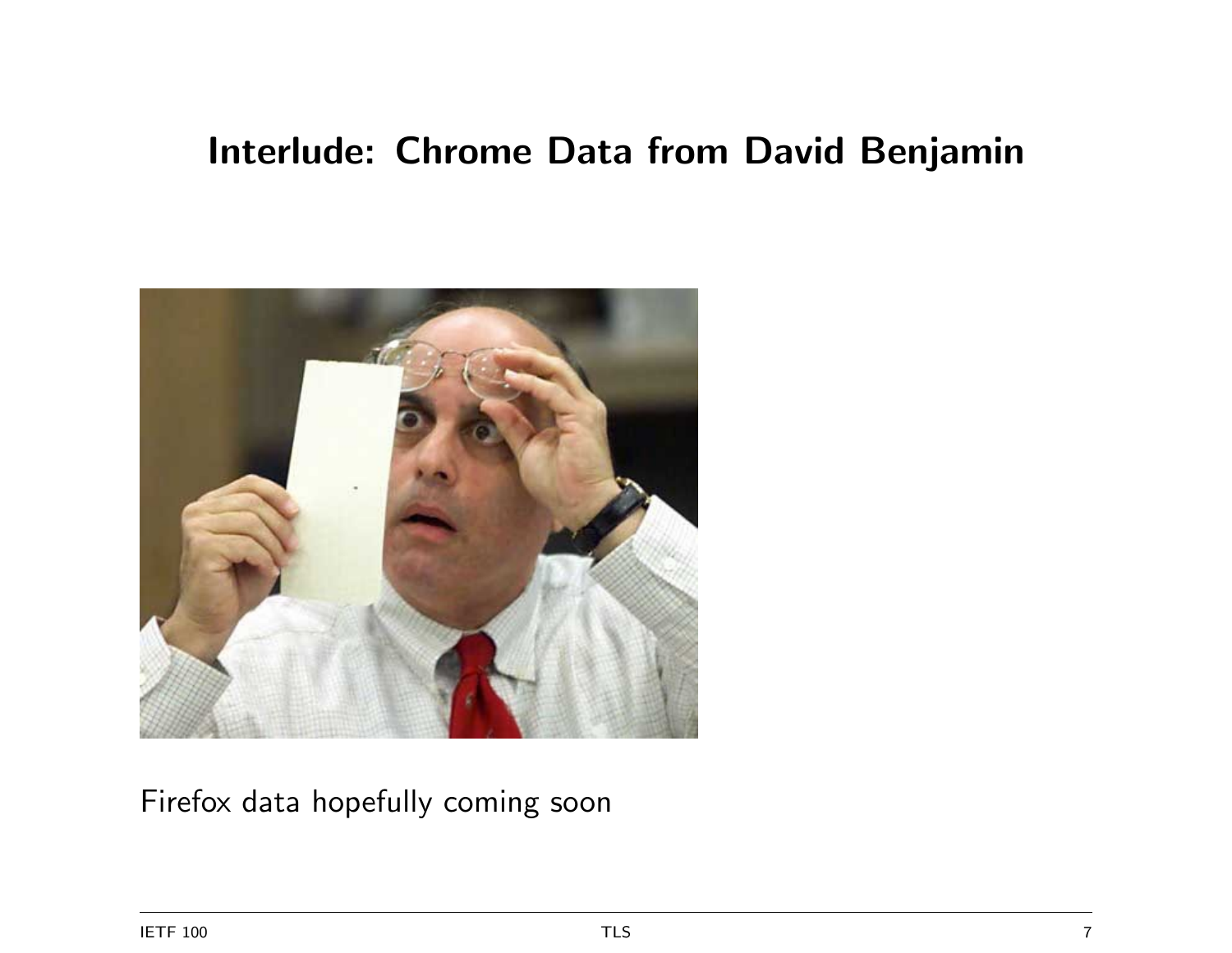## Interlude: Chrome Data from David Benjamin

Firefox data hopefully coming soon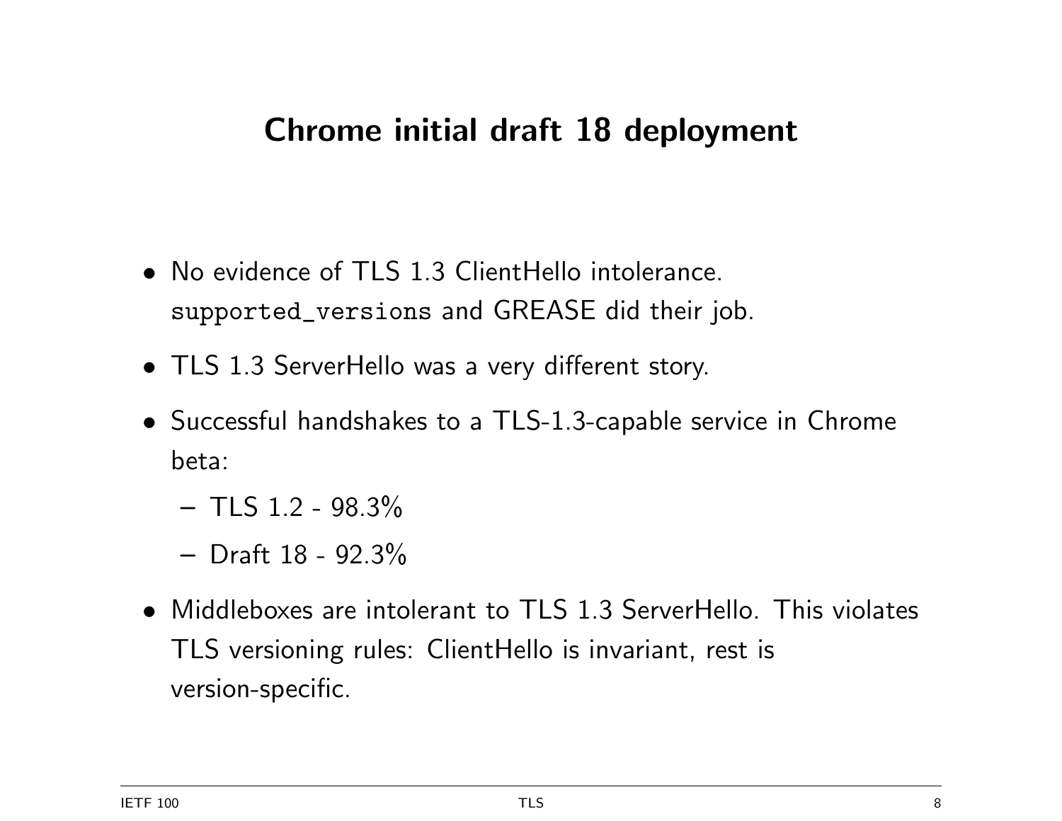# Chrome initial draft 18 deployment

- No evidence of TLS 1.3 ClientHello intolerance. `supported_versions` and GREASE did their job.
- TLS 1.3 ServerHello was a very different story.
- Successful handshakes to a TLS-1.3-capable service in Chrome beta:
  - TLS 1.2 - 98.3%
  - Draft 18 - 92.3%
- Middleboxes are intolerant to TLS 1.3 ServerHello. This violates TLS versioning rules: ClientHello is invariant, rest is version-specific.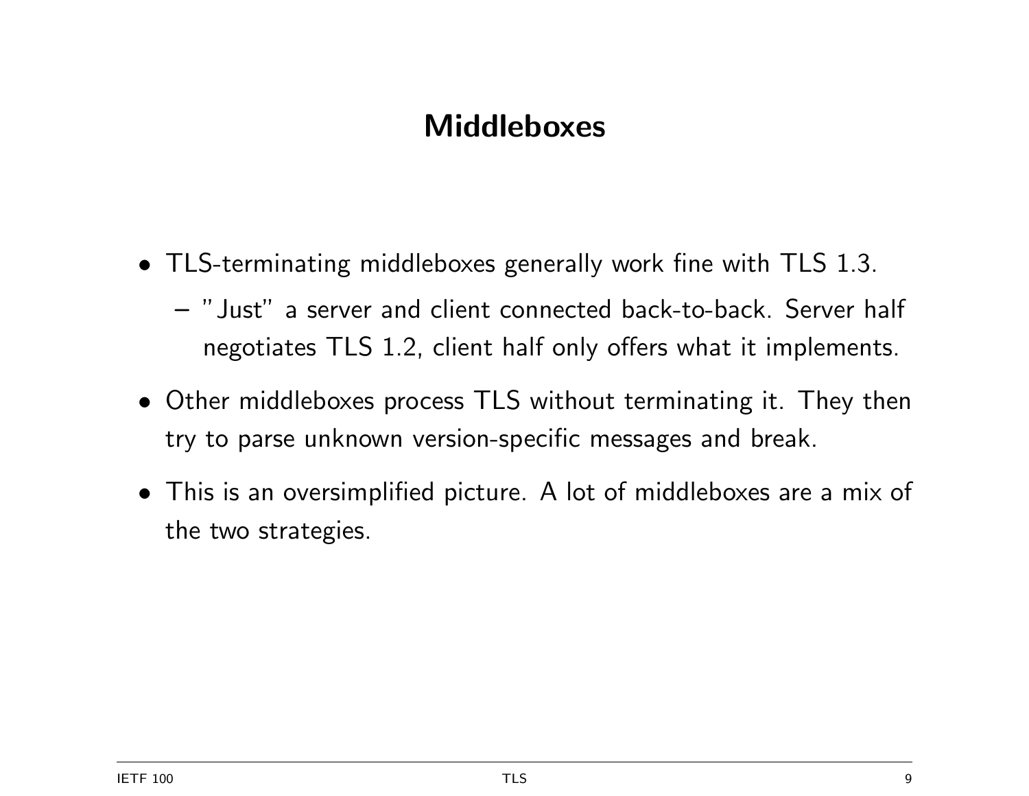# Middleboxes

- TLS-terminating middleboxes generally work fine with TLS 1.3.
  - "Just" a server and client connected back-to-back. Server half negotiates TLS 1.2, client half only offers what it implements.
- Other middleboxes process TLS without terminating it. They then try to parse unknown version-specific messages and break.
- This is an oversimplified picture. A lot of middleboxes are a mix of the two strategies.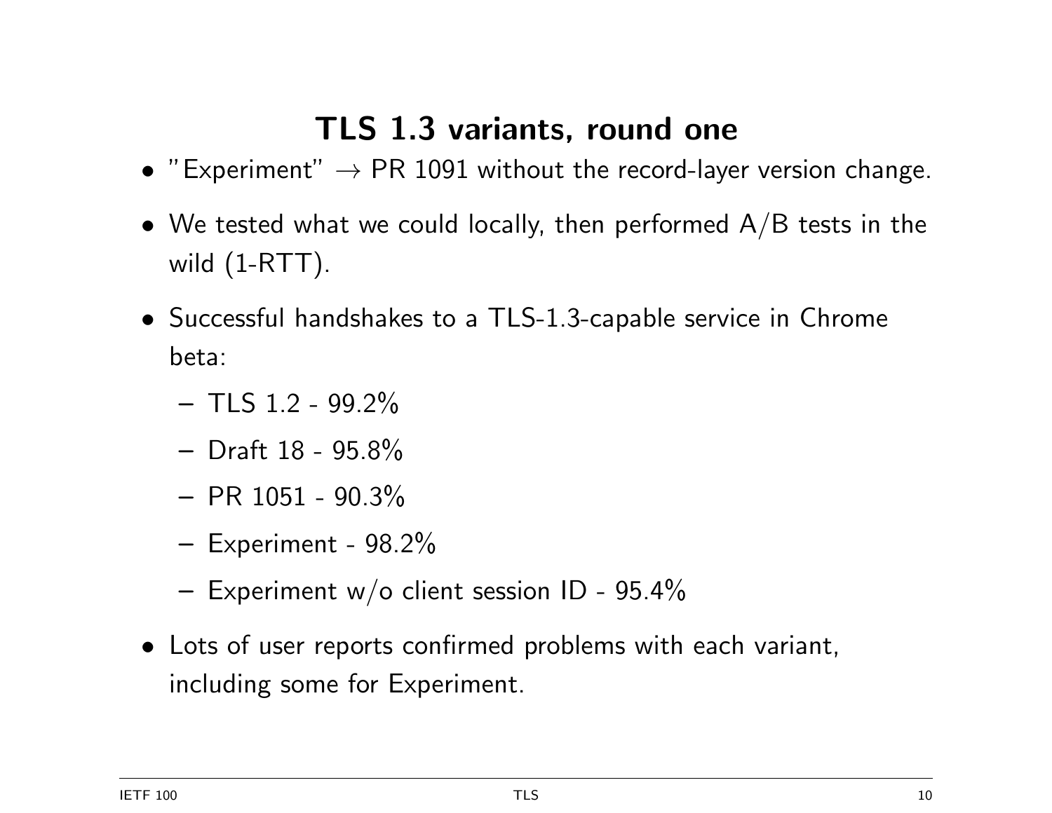# TLS 1.3 variants, round one

- "Experiment" → PR 1091 without the record-layer version change.
- We tested what we could locally, then performed A/B tests in the wild (1-RTT).
- Successful handshakes to a TLS-1.3-capable service in Chrome beta:
  - TLS 1.2 - 99.2%
  - Draft 18 - 95.8%
  - PR 1051 - 90.3%
  - Experiment - 98.2%
  - Experiment w/o client session ID - 95.4%
- Lots of user reports confirmed problems with each variant, including some for Experiment.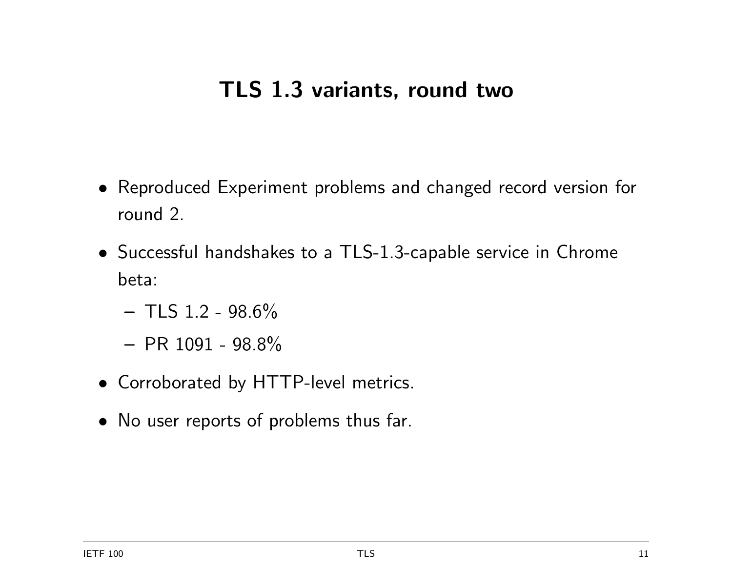# TLS 1.3 variants, round two

- Reproduced Experiment problems and changed record version for round 2.
- Successful handshakes to a TLS-1.3-capable service in Chrome beta:
  - TLS 1.2 - 98.6%
  - PR 1091 - 98.8%
- Corroborated by HTTP-level metrics.
- No user reports of problems thus far.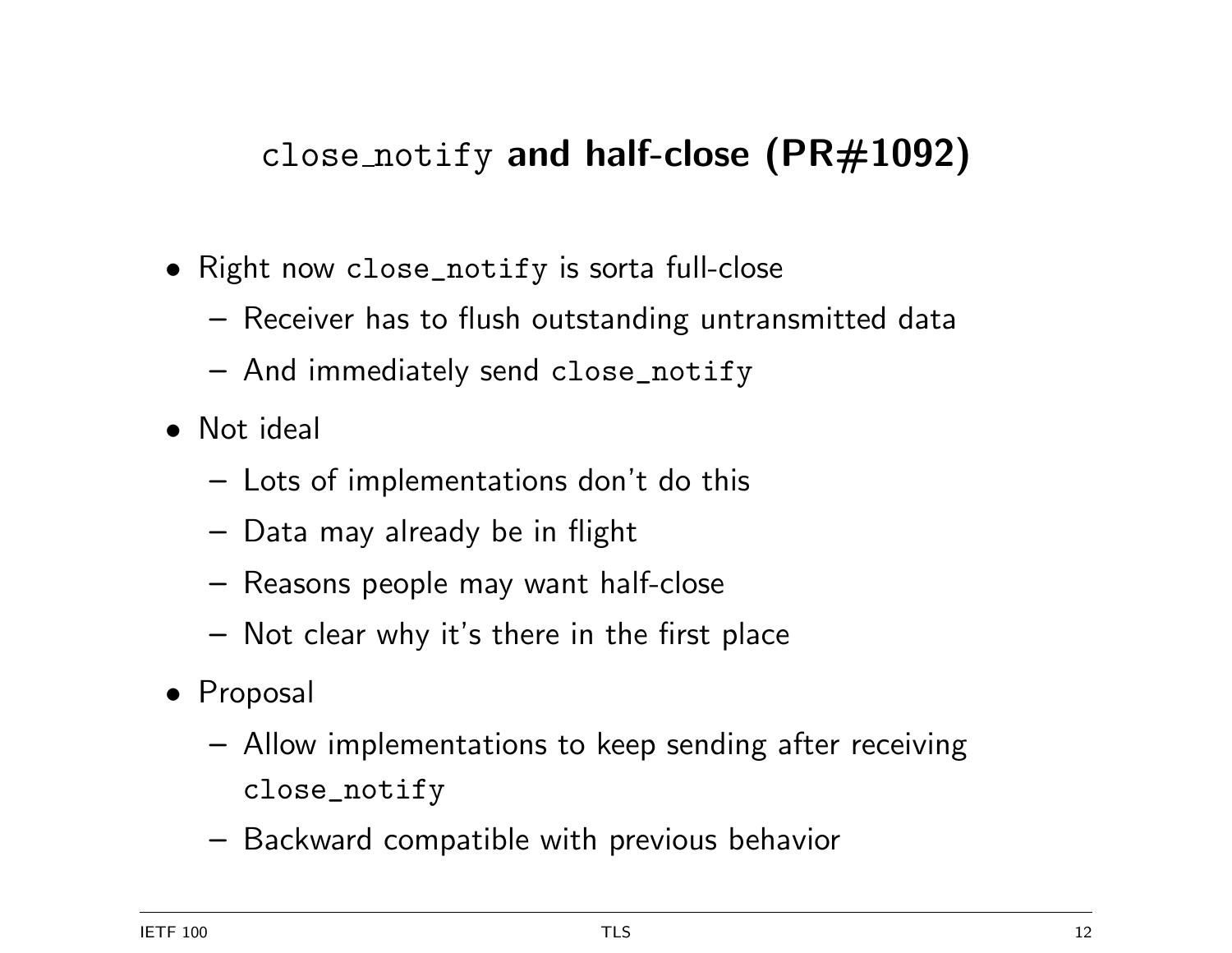## `close_notify` and half-close (PR#1092)

- Right now `close_notify` is sorta full-close
  - Receiver has to flush outstanding untransmitted data
  - And immediately send `close_notify`
- Not ideal
  - Lots of implementations don't do this
  - Data may already be in flight
  - Reasons people may want half-close
  - Not clear why it's there in the first place
- Proposal
  - Allow implementations to keep sending after receiving `close_notify`
  - Backward compatible with previous behavior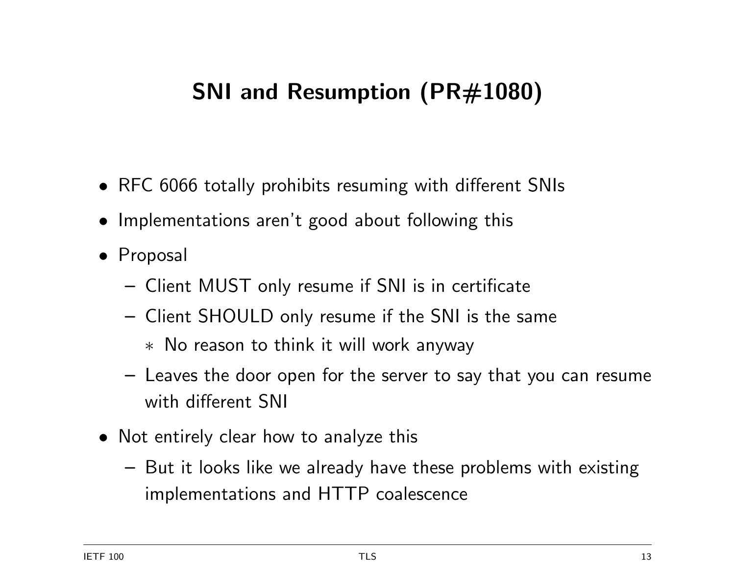# SNI and Resumption (PR#1080)

- RFC 6066 totally prohibits resuming with different SNIs
- Implementations aren't good about following this
- Proposal
  - Client MUST only resume if SNI is in certificate
  - Client SHOULD only resume if the SNI is the same
    - No reason to think it will work anyway
  - Leaves the door open for the server to say that you can resume with different SNI
- Not entirely clear how to analyze this
  - But it looks like we already have these problems with existing implementations and HTTP coalescence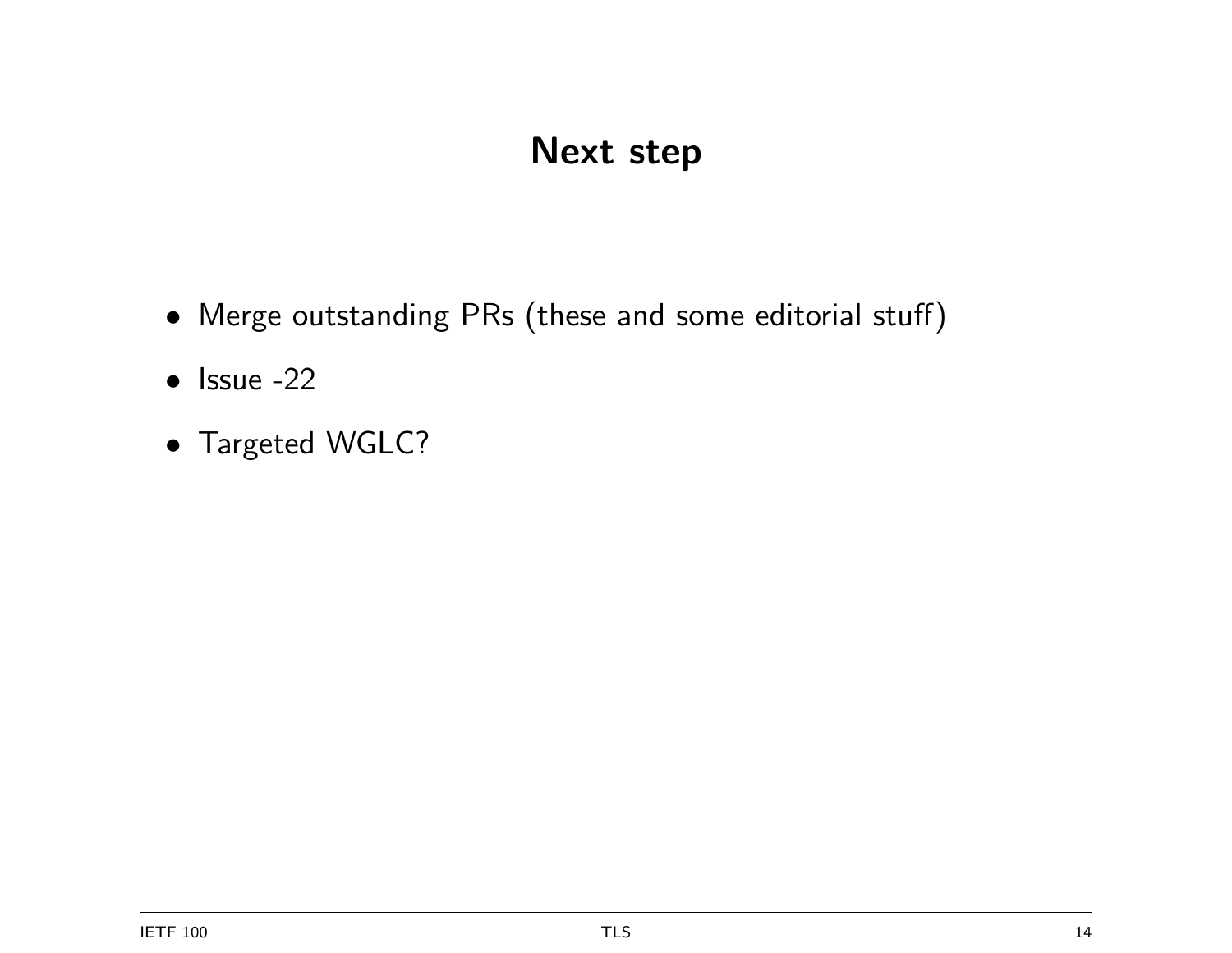# Next step

- Merge outstanding PRs (these and some editorial stuff)
- Issue -22
- Targeted WGLC?